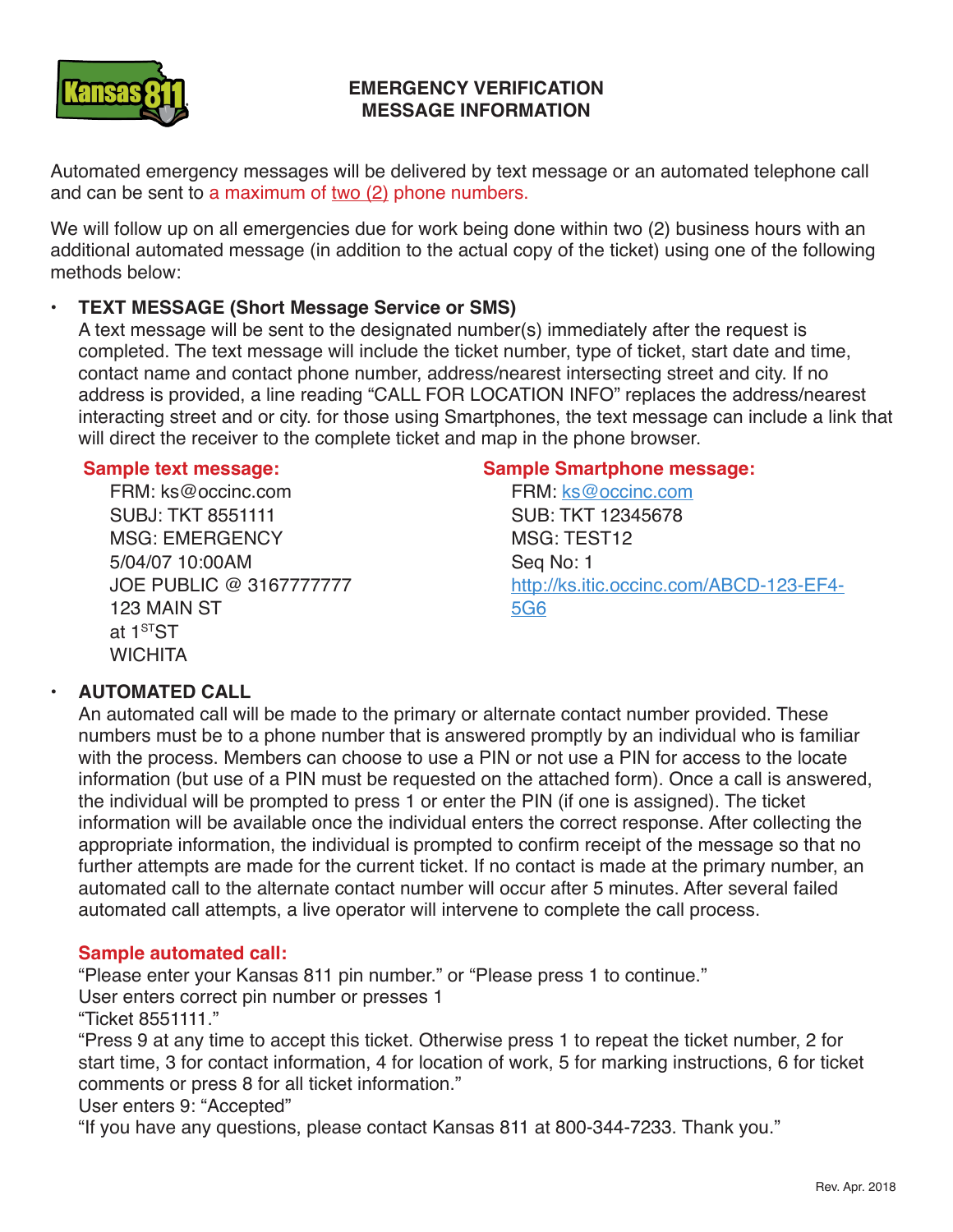# EMERGENCY VERIFICATION MESSAGE INFORMATION

Automated emergency messages will be delivered by text message or an automated telephone call and can be sent to a maximum of two (2) phone numbers.

We will follow up on all emergencies due for work being done within two (2) business hours with an additional automated message (in addition to the actual copy of the ticket) using one of the following methods below:

- **TEXT MESSAGE (Short Message Service or SMS)**
  A text message will be sent to the designated number(s) immediately after the request is completed. The text message will include the ticket number, type of ticket, start date and time, contact name and contact phone number, address/nearest intersecting street and city. If no address is provided, a line reading "CALL FOR LOCATION INFO" replaces the address/nearest interacting street and or city. for those using Smartphones, the text message can include a link that will direct the receiver to the complete ticket and map in the phone browser.

  **Sample text message:**

  FRM: ks@occinc.com
  SUBJ: TKT 8551111
  MSG: EMERGENCY
  5/04/07 10:00AM
  JOE PUBLIC @ 3167777777
  123 MAIN ST
  at 1ST ST
  WICHITA

  **Sample Smartphone message:**

  FRM: ks@occinc.com
  SUB: TKT 12345678
  MSG: TEST12
  Seq No: 1
  http://ks.itic.occinc.com/ABCD-123-EF4-5G6

- **AUTOMATED CALL**
  An automated call will be made to the primary or alternate contact number provided. These numbers must be to a phone number that is answered promptly by an individual who is familiar with the process. Members can choose to use a PIN or not use a PIN for access to the locate information (but use of a PIN must be requested on the attached form). Once a call is answered, the individual will be prompted to press 1 or enter the PIN (if one is assigned). The ticket information will be available once the individual enters the correct response. After collecting the appropriate information, the individual is prompted to confirm receipt of the message so that no further attempts are made for the current ticket. If no contact is made at the primary number, an automated call to the alternate contact number will occur after 5 minutes. After several failed automated call attempts, a live operator will intervene to complete the call process.

  **Sample automated call:**

  "Please enter your Kansas 811 pin number." or "Please press 1 to continue."
  User enters correct pin number or presses 1
  "Ticket 8551111."
  "Press 9 at any time to accept this ticket. Otherwise press 1 to repeat the ticket number, 2 for start time, 3 for contact information, 4 for location of work, 5 for marking instructions, 6 for ticket comments or press 8 for all ticket information."
  User enters 9: "Accepted"
  "If you have any questions, please contact Kansas 811 at 800-344-7233. Thank you."

Rev. Apr. 2018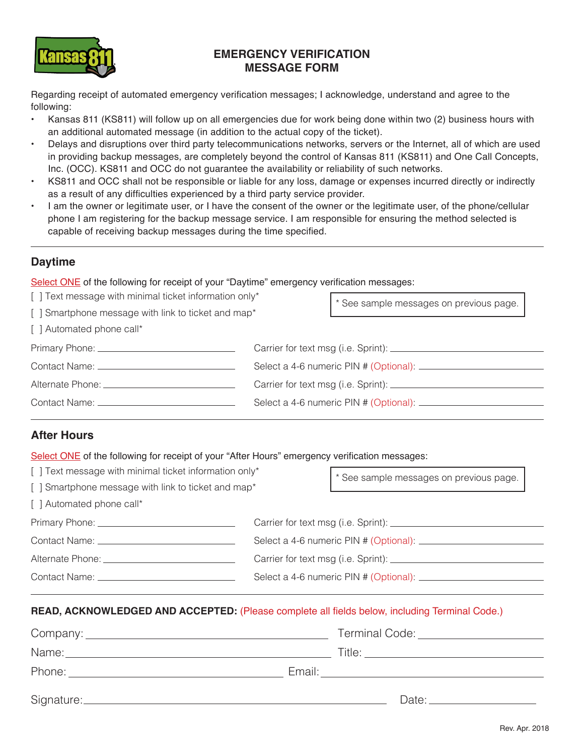# EMERGENCY VERIFICATION MESSAGE FORM

Regarding receipt of automated emergency verification messages; I acknowledge, understand and agree to the following:

- Kansas 811 (KS811) will follow up on all emergencies due for work being done within two (2) business hours with an additional automated message (in addition to the actual copy of the ticket).
- Delays and disruptions over third party telecommunications networks, servers or the Internet, all of which are used in providing backup messages, are completely beyond the control of Kansas 811 (KS811) and One Call Concepts, Inc. (OCC). KS811 and OCC do not guarantee the availability or reliability of such networks.
- KS811 and OCC shall not be responsible or liable for any loss, damage or expenses incurred directly or indirectly as a result of any difficulties experienced by a third party service provider.
- I am the owner or legitimate user, or I have the consent of the owner or the legitimate user, of the phone/cellular phone I am registering for the backup message service. I am responsible for ensuring the method selected is capable of receiving backup messages during the time specified.

---

## Daytime

Select ONE of the following for receipt of your "Daytime" emergency verification messages:

[ ] Text message with minimal ticket information only*

[ ] Smartphone message with link to ticket and map*

[ ] Automated phone call*

* See sample messages on previous page.

Primary Phone: ____________________ Carrier for text msg (i.e. Sprint): ____________________

Contact Name: ____________________ Select a 4-6 numeric PIN # (Optional): ____________________

Alternate Phone: ____________________ Carrier for text msg (i.e. Sprint): ____________________

Contact Name: ____________________ Select a 4-6 numeric PIN # (Optional): ____________________

---

## After Hours

Select ONE of the following for receipt of your "After Hours" emergency verification messages:

[ ] Text message with minimal ticket information only*

[ ] Smartphone message with link to ticket and map*

[ ] Automated phone call*

* See sample messages on previous page.

Primary Phone: ____________________ Carrier for text msg (i.e. Sprint): ____________________

Contact Name: ____________________ Select a 4-6 numeric PIN # (Optional): ____________________

Alternate Phone: ____________________ Carrier for text msg (i.e. Sprint): ____________________

Contact Name: ____________________ Select a 4-6 numeric PIN # (Optional): ____________________

---

**READ, ACKNOWLEDGED AND ACCEPTED:** (Please complete all fields below, including Terminal Code.)

Company: ______________________________ Terminal Code: ____________________

Name: ______________________________ Title: ____________________

Phone: ______________________________ Email: ____________________

Signature: ______________________________ Date: ____________________

Rev. Apr. 2018